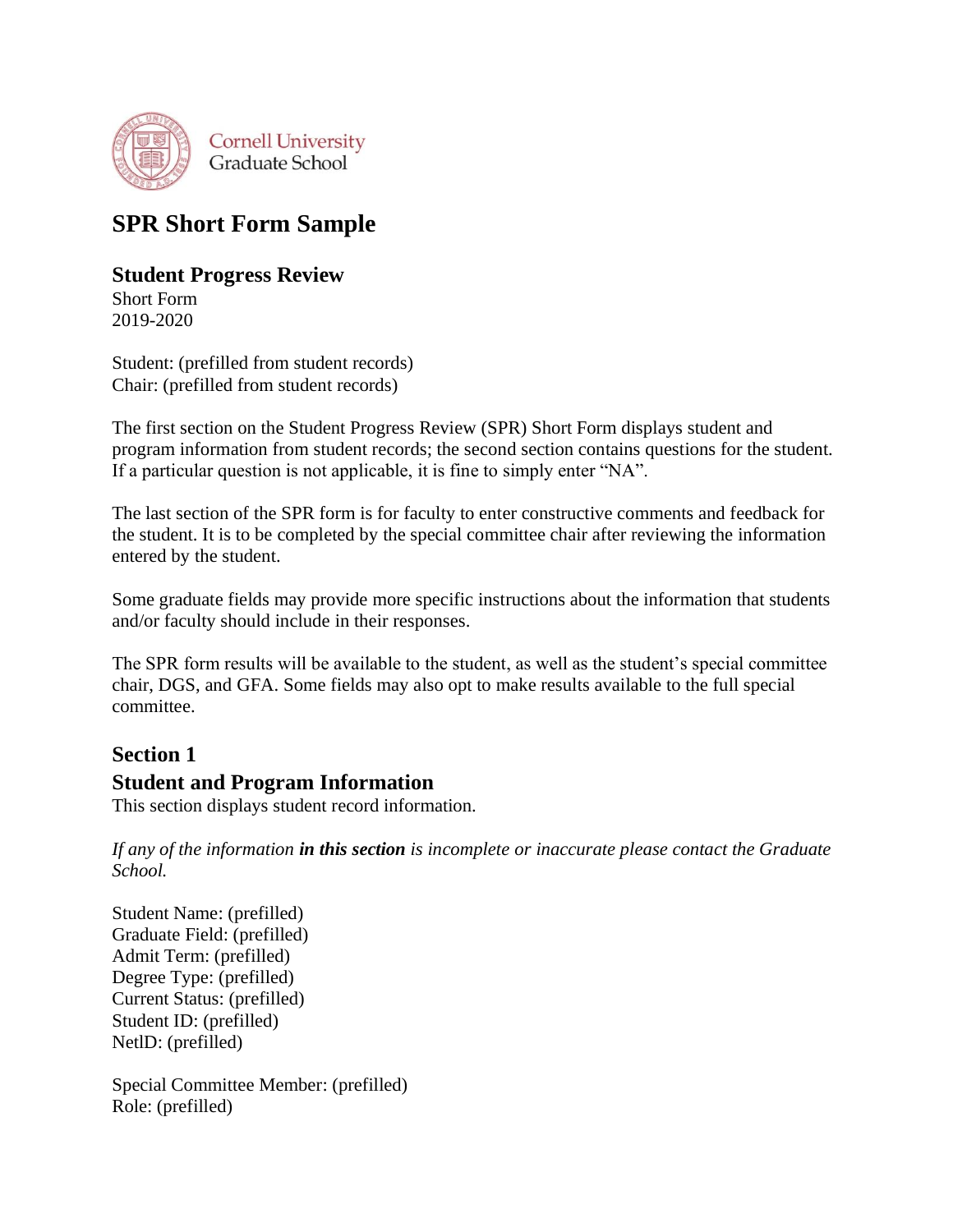Cornell University
Graduate School

# SPR Short Form Sample

## Student Progress Review

Short Form
2019-2020

Student: (prefilled from student records)
Chair: (prefilled from student records)

The first section on the Student Progress Review (SPR) Short Form displays student and program information from student records; the second section contains questions for the student. If a particular question is not applicable, it is fine to simply enter "NA".

The last section of the SPR form is for faculty to enter constructive comments and feedback for the student. It is to be completed by the special committee chair after reviewing the information entered by the student.

Some graduate fields may provide more specific instructions about the information that students and/or faculty should include in their responses.

The SPR form results will be available to the student, as well as the student's special committee chair, DGS, and GFA. Some fields may also opt to make results available to the full special committee.

## Section 1

## Student and Program Information

This section displays student record information.

*If any of the information **in this section** is incomplete or inaccurate please contact the Graduate School.*

Student Name: (prefilled)
Graduate Field: (prefilled)
Admit Term: (prefilled)
Degree Type: (prefilled)
Current Status: (prefilled)
Student ID: (prefilled)
NetlD: (prefilled)

Special Committee Member: (prefilled)
Role: (prefilled)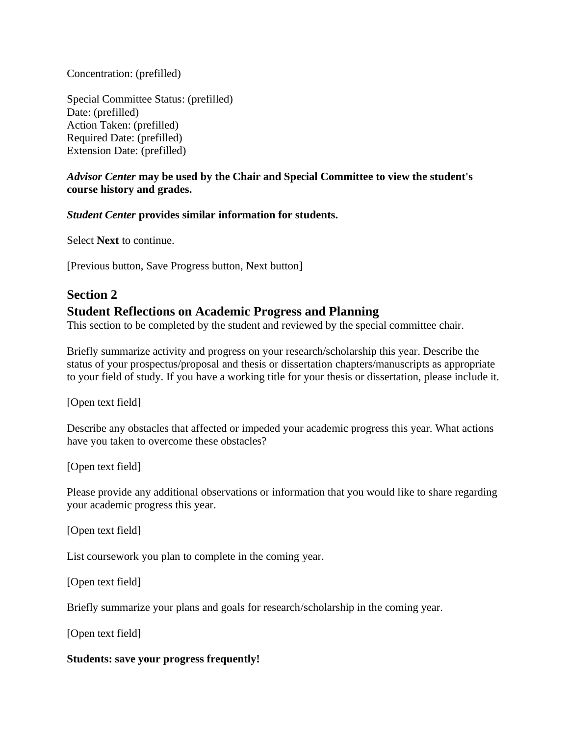Concentration: (prefilled)

Special Committee Status: (prefilled)
Date: (prefilled)
Action Taken: (prefilled)
Required Date: (prefilled)
Extension Date: (prefilled)

***Advisor Center*** **may be used by the Chair and Special Committee to view the student's course history and grades.**

***Student Center*** **provides similar information for students.**

Select **Next** to continue.

[Previous button, Save Progress button, Next button]

## Section 2

## Student Reflections on Academic Progress and Planning

This section to be completed by the student and reviewed by the special committee chair.

Briefly summarize activity and progress on your research/scholarship this year. Describe the status of your prospectus/proposal and thesis or dissertation chapters/manuscripts as appropriate to your field of study. If you have a working title for your thesis or dissertation, please include it.

[Open text field]

Describe any obstacles that affected or impeded your academic progress this year. What actions have you taken to overcome these obstacles?

[Open text field]

Please provide any additional observations or information that you would like to share regarding your academic progress this year.

[Open text field]

List coursework you plan to complete in the coming year.

[Open text field]

Briefly summarize your plans and goals for research/scholarship in the coming year.

[Open text field]

**Students: save your progress frequently!**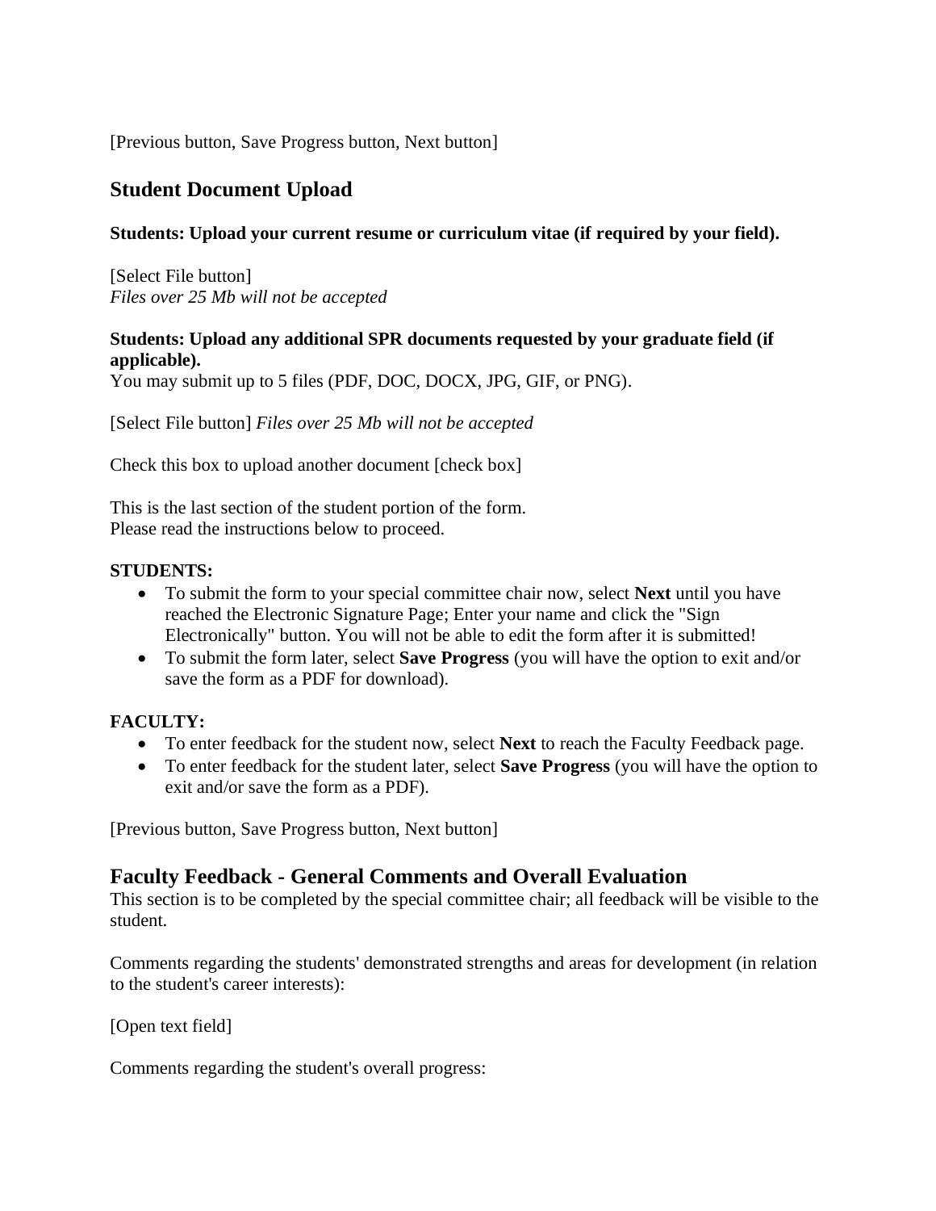[Previous button, Save Progress button, Next button]

## Student Document Upload

**Students: Upload your current resume or curriculum vitae (if required by your field).**

[Select File button]
*Files over 25 Mb will not be accepted*

**Students: Upload any additional SPR documents requested by your graduate field (if applicable).**
You may submit up to 5 files (PDF, DOC, DOCX, JPG, GIF, or PNG).

[Select File button] *Files over 25 Mb will not be accepted*

Check this box to upload another document [check box]

This is the last section of the student portion of the form.
Please read the instructions below to proceed.

**STUDENTS:**

- To submit the form to your special committee chair now, select **Next** until you have reached the Electronic Signature Page; Enter your name and click the "Sign Electronically" button. You will not be able to edit the form after it is submitted!
- To submit the form later, select **Save Progress** (you will have the option to exit and/or save the form as a PDF for download).

**FACULTY:**

- To enter feedback for the student now, select **Next** to reach the Faculty Feedback page.
- To enter feedback for the student later, select **Save Progress** (you will have the option to exit and/or save the form as a PDF).

[Previous button, Save Progress button, Next button]

## Faculty Feedback - General Comments and Overall Evaluation

This section is to be completed by the special committee chair; all feedback will be visible to the student.

Comments regarding the students' demonstrated strengths and areas for development (in relation to the student's career interests):

[Open text field]

Comments regarding the student's overall progress: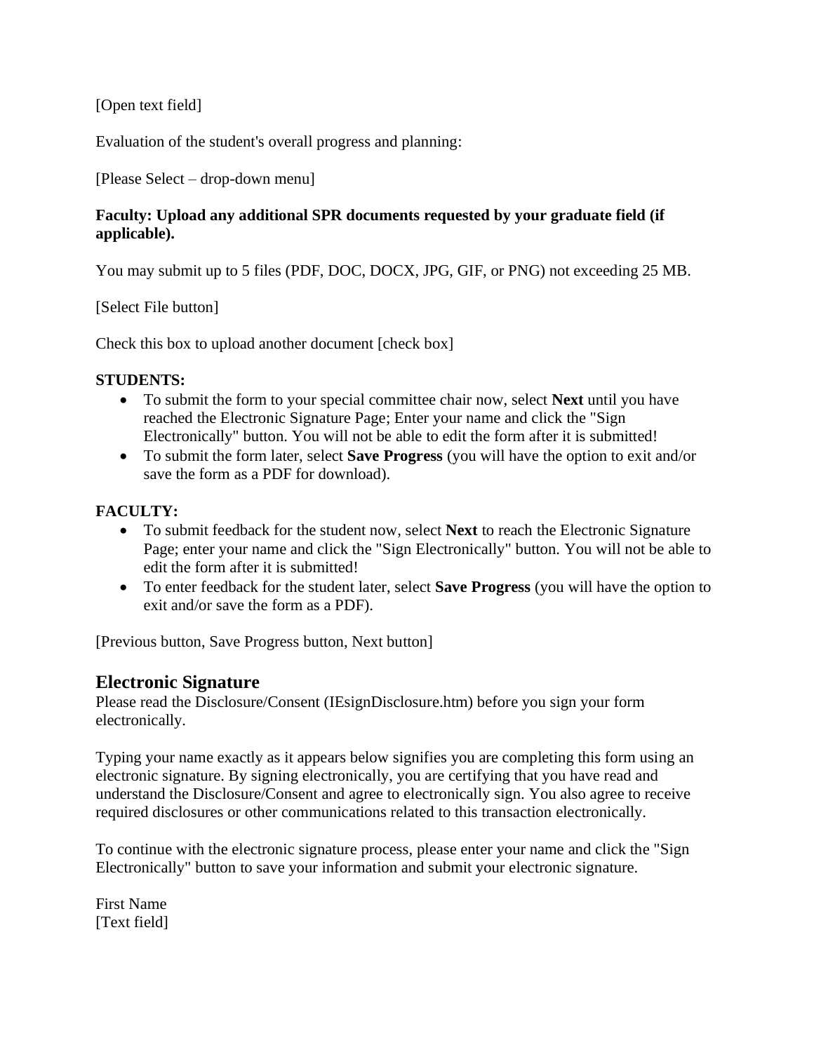[Open text field]

Evaluation of the student's overall progress and planning:

[Please Select – drop-down menu]

**Faculty: Upload any additional SPR documents requested by your graduate field (if applicable).**

You may submit up to 5 files (PDF, DOC, DOCX, JPG, GIF, or PNG) not exceeding 25 MB.

[Select File button]

Check this box to upload another document [check box]

**STUDENTS:**

- To submit the form to your special committee chair now, select **Next** until you have reached the Electronic Signature Page; Enter your name and click the "Sign Electronically" button. You will not be able to edit the form after it is submitted!
- To submit the form later, select **Save Progress** (you will have the option to exit and/or save the form as a PDF for download).

**FACULTY:**

- To submit feedback for the student now, select **Next** to reach the Electronic Signature Page; enter your name and click the "Sign Electronically" button. You will not be able to edit the form after it is submitted!
- To enter feedback for the student later, select **Save Progress** (you will have the option to exit and/or save the form as a PDF).

[Previous button, Save Progress button, Next button]

## Electronic Signature

Please read the Disclosure/Consent (IEsignDisclosure.htm) before you sign your form electronically.

Typing your name exactly as it appears below signifies you are completing this form using an electronic signature. By signing electronically, you are certifying that you have read and understand the Disclosure/Consent and agree to electronically sign. You also agree to receive required disclosures or other communications related to this transaction electronically.

To continue with the electronic signature process, please enter your name and click the "Sign Electronically" button to save your information and submit your electronic signature.

First Name
[Text field]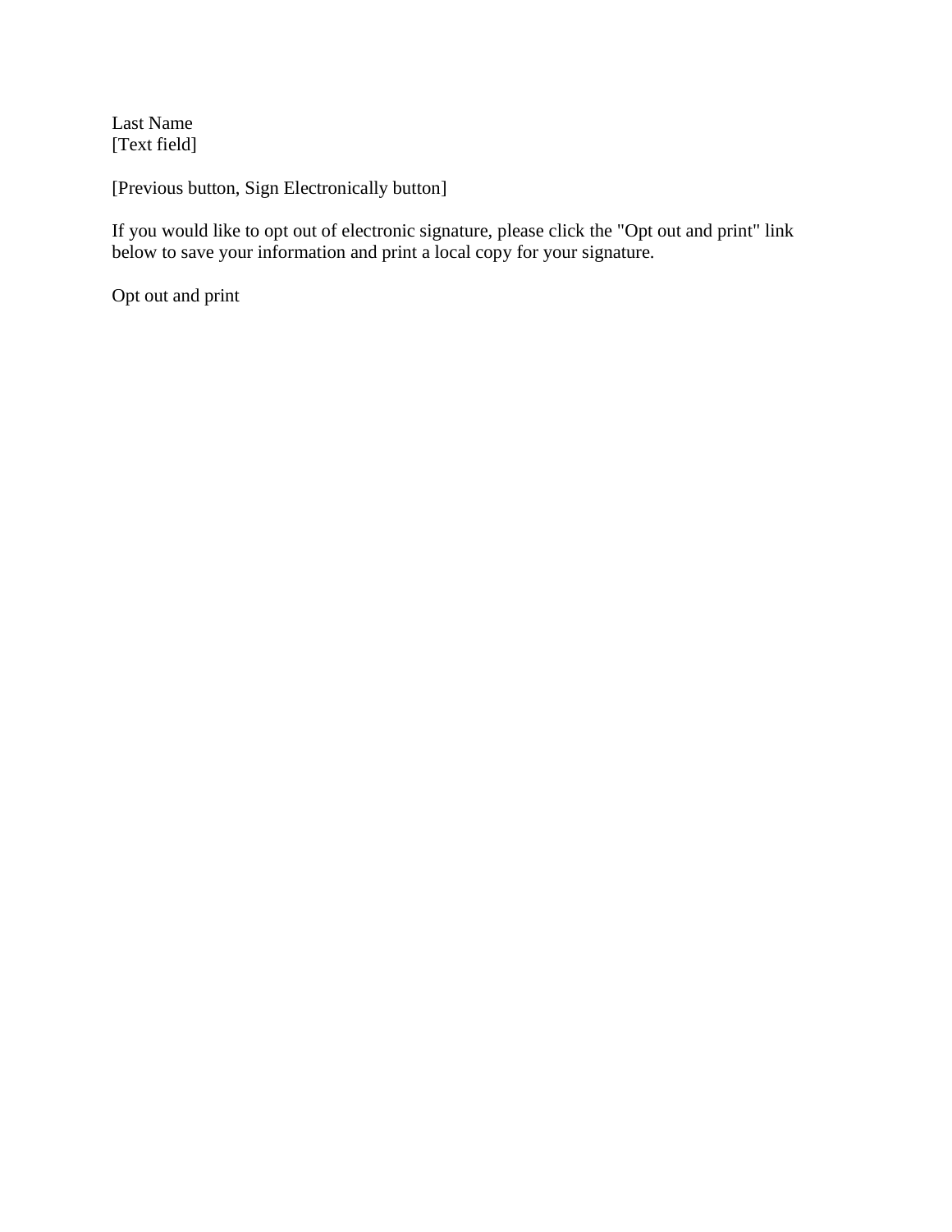Last Name
[Text field]

[Previous button, Sign Electronically button]

If you would like to opt out of electronic signature, please click the "Opt out and print" link below to save your information and print a local copy for your signature.

Opt out and print